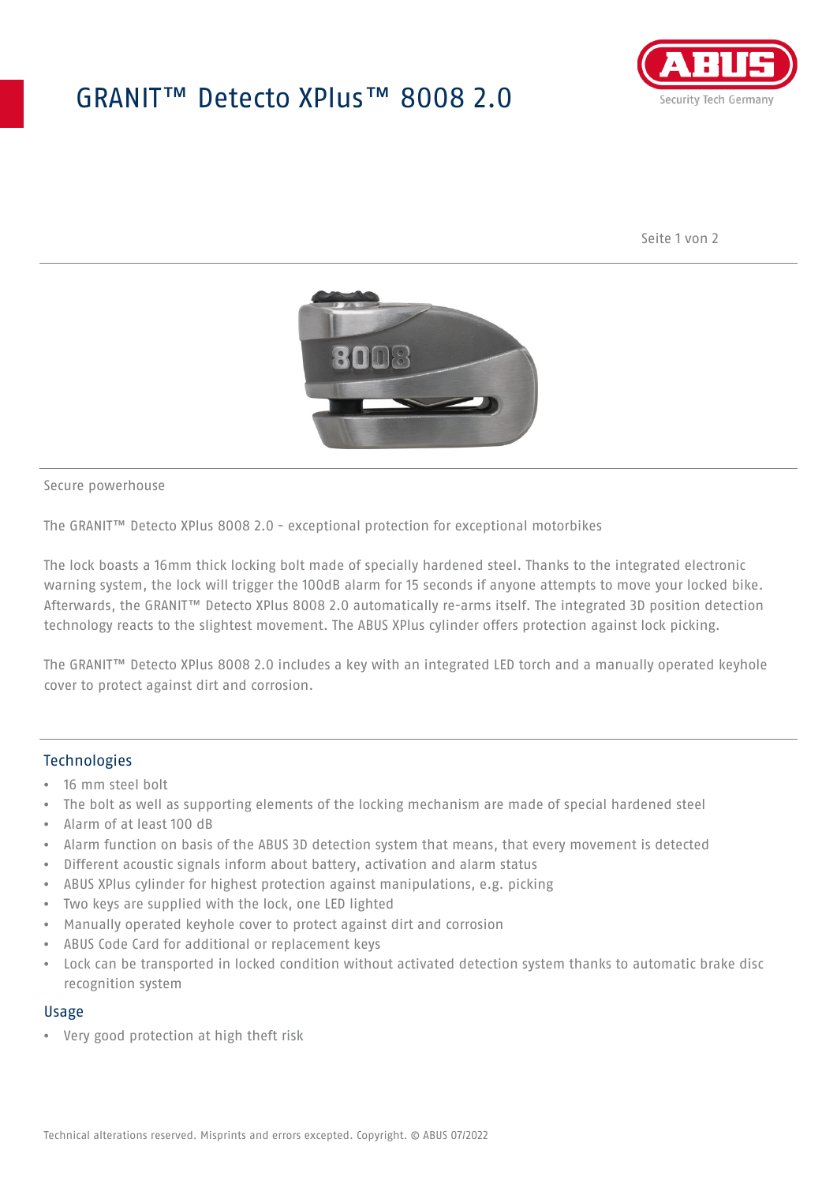# GRANIT™ Detecto XPlus™ 8008 2.0

Secure powerhouse

The GRANIT™ Detecto XPlus 8008 2.0 - exceptional protection for exceptional motorbikes

The lock boasts a 16mm thick locking bolt made of specially hardened steel. Thanks to the integrated electronic warning system, the lock will trigger the 100dB alarm for 15 seconds if anyone attempts to move your locked bike. Afterwards, the GRANIT™ Detecto XPlus 8008 2.0 automatically re-arms itself. The integrated 3D position detection technology reacts to the slightest movement. The ABUS XPlus cylinder offers protection against lock picking.

The GRANIT™ Detecto XPlus 8008 2.0 includes a key with an integrated LED torch and a manually operated keyhole cover to protect against dirt and corrosion.

## Technologies

- 16 mm steel bolt
- The bolt as well as supporting elements of the locking mechanism are made of special hardened steel
- Alarm of at least 100 dB
- Alarm function on basis of the ABUS 3D detection system that means, that every movement is detected
- Different acoustic signals inform about battery, activation and alarm status
- ABUS XPlus cylinder for highest protection against manipulations, e.g. picking
- Two keys are supplied with the lock, one LED lighted
- Manually operated keyhole cover to protect against dirt and corrosion
- ABUS Code Card for additional or replacement keys
- Lock can be transported in locked condition without activated detection system thanks to automatic brake disc recognition system

## Usage

- Very good protection at high theft risk

Technical alterations reserved. Misprints and errors excepted. Copyright. © ABUS 07/2022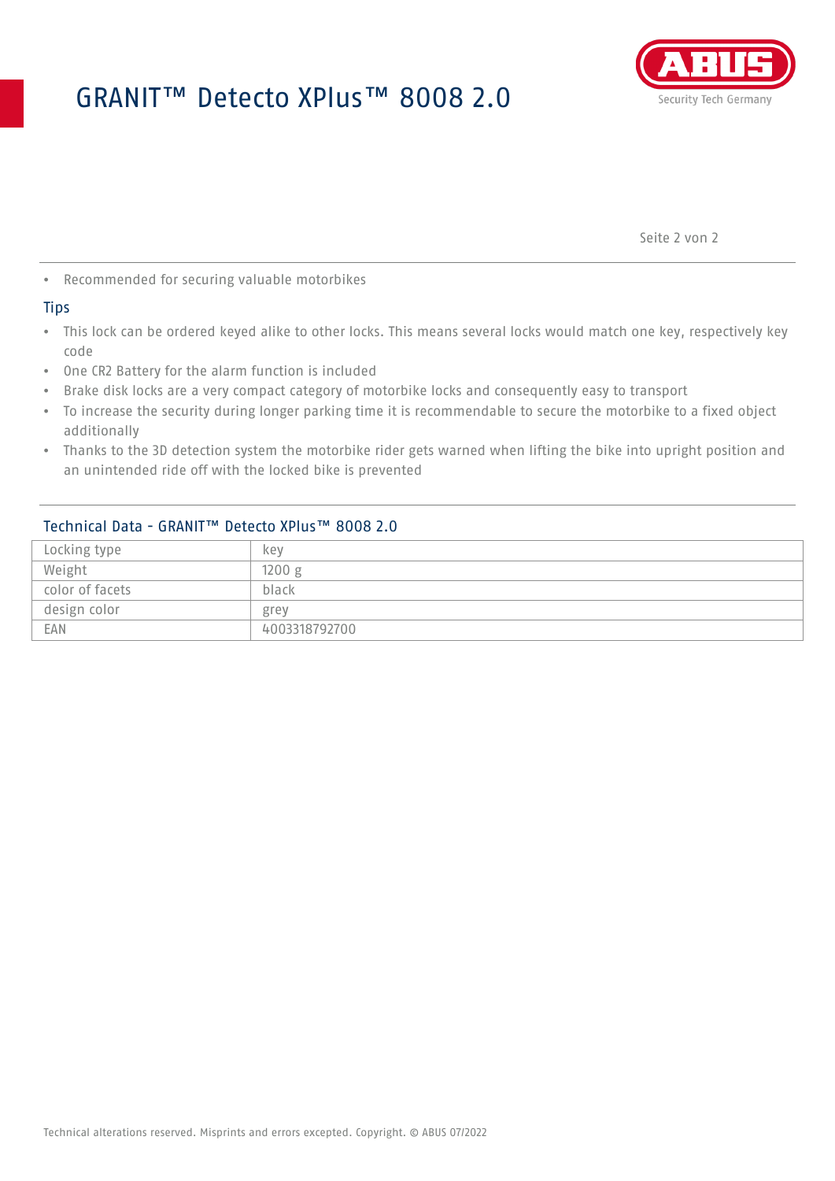- Recommended for securing valuable motorbikes

## Tips

- This lock can be ordered keyed alike to other locks. This means several locks would match one key, respectively key code
- One CR2 Battery for the alarm function is included
- Brake disk locks are a very compact category of motorbike locks and consequently easy to transport
- To increase the security during longer parking time it is recommendable to secure the motorbike to a fixed object additionally
- Thanks to the 3D detection system the motorbike rider gets warned when lifting the bike into upright position and an unintended ride off with the locked bike is prevented

## Technical Data - GRANIT™ Detecto XPlus™ 8008 2.0

| | |
|---|---|
| Locking type | key |
| Weight | 1200 g |
| color of facets | black |
| design color | grey |
| EAN | 4003318792700 |

Technical alterations reserved. Misprints and errors excepted. Copyright. © ABUS 07/2022